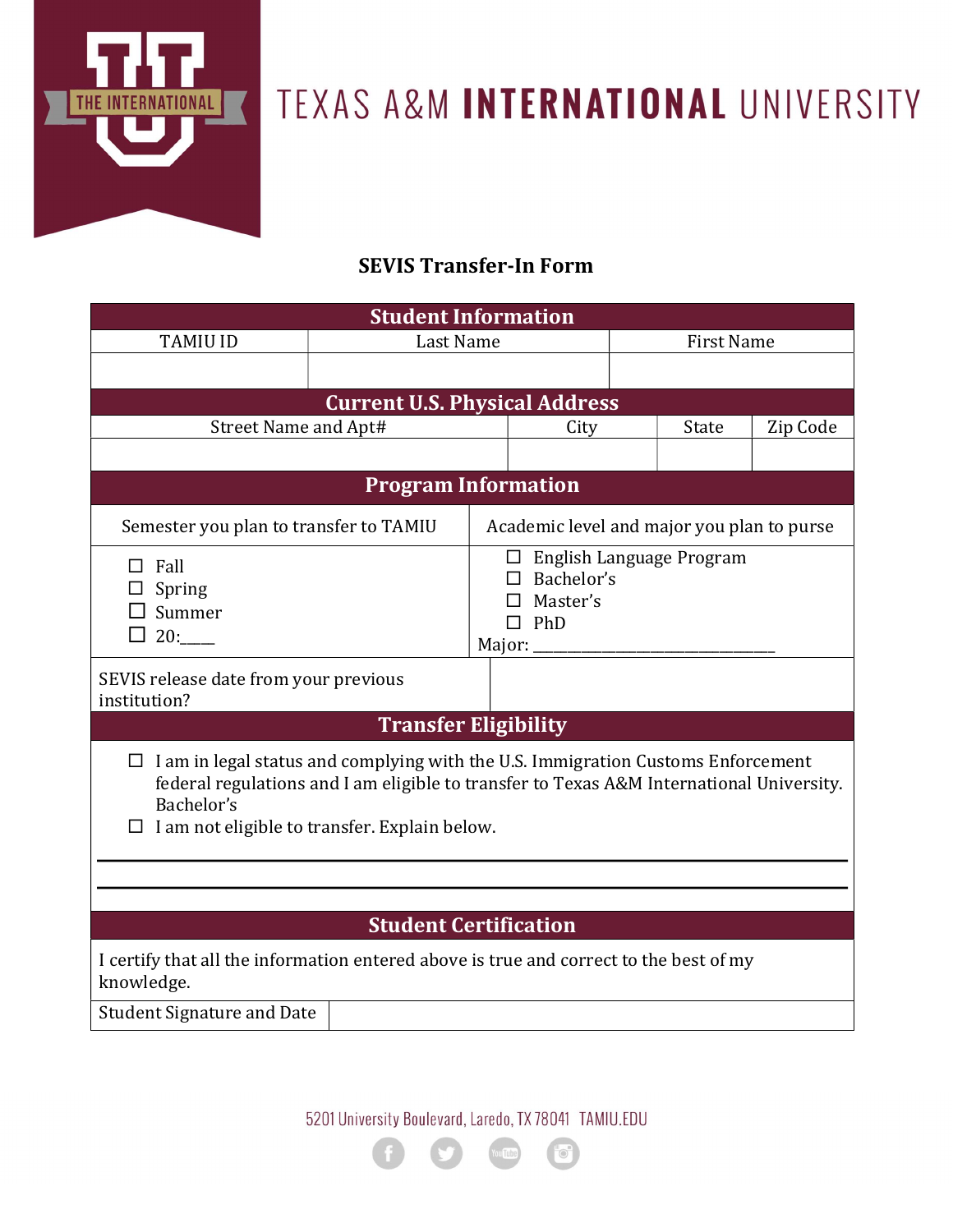TEXAS A&M **INTERNATIONAL** UNIVERSITY

# SEVIS Transfer-In Form

## Student Information

| TAMIU ID | Last Name | First Name |
|---|---|---|
| | | |

## Current U.S. Physical Address

| Street Name and Apt# | City | State | Zip Code |
|---|---|---|---|
| | | | |

## Program Information

| Semester you plan to transfer to TAMIU | Academic level and major you plan to purse |
|---|---|
| ☐ Fall<br>☐ Spring<br>☐ Summer<br>☐ 20:____ | ☐ English Language Program<br>☐ Bachelor's<br>☐ Master's<br>☐ PhD<br>Major: ______________________________ |
| SEVIS release date from your previous institution? | |

## Transfer Eligibility

- ☐ I am in legal status and complying with the U.S. Immigration Customs Enforcement federal regulations and I am eligible to transfer to Texas A&M International University. Bachelor's
- ☐ I am not eligible to transfer. Explain below.

______________________________________________________________________

______________________________________________________________________

## Student Certification

I certify that all the information entered above is true and correct to the best of my knowledge.

| Student Signature and Date | |
|---|---|

5201 University Boulevard, Laredo, TX 78041 TAMIU.EDU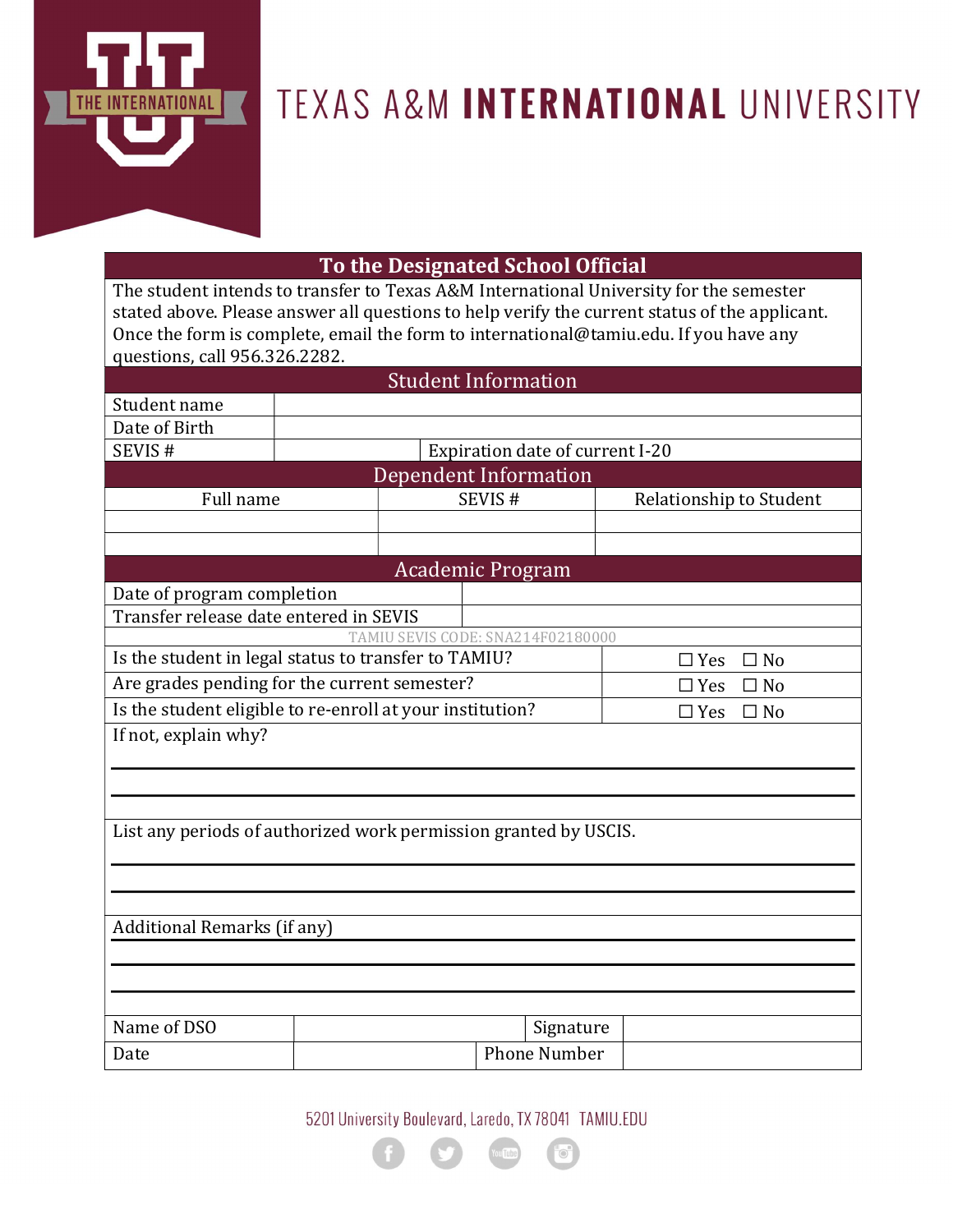# TEXAS A&M **INTERNATIONAL** UNIVERSITY

THE INTERNATIONAL

## To the Designated School Official

The student intends to transfer to Texas A&M International University for the semester stated above. Please answer all questions to help verify the current status of the applicant. Once the form is complete, email the form to international@tamiu.edu. If you have any questions, call 956.326.2282.

### Student Information

| | | | |
|---|---|---|---|
| Student name | | | |
| Date of Birth | | | |
| SEVIS # | | Expiration date of current I-20 | |

### Dependent Information

| Full name | SEVIS # | Relationship to Student |
|---|---|---|
| | | |
| | | |

### Academic Program

| | |
|---|---|
| Date of program completion | |
| Transfer release date entered in SEVIS | |

TAMIU SEVIS CODE: SNA214F02180000

| | |
|---|---|
| Is the student in legal status to transfer to TAMIU? | ☐ Yes ☐ No |
| Are grades pending for the current semester? | ☐ Yes ☐ No |
| Is the student eligible to re-enroll at your institution? | ☐ Yes ☐ No |

If not, explain why?

______________________________________________

______________________________________________

List any periods of authorized work permission granted by USCIS.

______________________________________________

______________________________________________

Additional Remarks (if any)

______________________________________________

______________________________________________

______________________________________________

| | | | |
|---|---|---|---|
| Name of DSO | | Signature | |
| Date | | Phone Number | |

5201 University Boulevard, Laredo, TX 78041 TAMIU.EDU